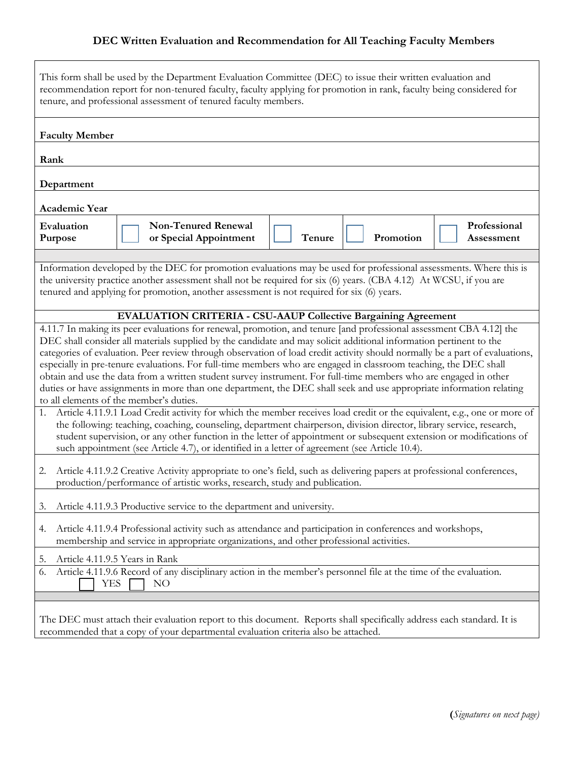# DEC Written Evaluation and Recommendation for All Teaching Faculty Members

This form shall be used by the Department Evaluation Committee (DEC) to issue their written evaluation and recommendation report for non-tenured faculty, faculty applying for promotion in rank, faculty being considered for tenure, and professional assessment of tenured faculty members.

| | |
|---|---|
| **Faculty Member** | |
| **Rank** | |
| **Department** | |
| **Academic Year** | |

| **Evaluation Purpose** | ☐ **Non-Tenured Renewal or Special Appointment** | ☐ **Tenure** | ☐ **Promotion** | ☐ **Professional Assessment** |
|---|---|---|---|---|

Information developed by the DEC for promotion evaluations may be used for professional assessments. Where this is the university practice another assessment shall not be required for six (6) years. (CBA 4.12) At WCSU, if you are tenured and applying for promotion, another assessment is not required for six (6) years.

**EVALUATION CRITERIA - CSU-AAUP Collective Bargaining Agreement**

4.11.7 In making its peer evaluations for renewal, promotion, and tenure [and professional assessment CBA 4.12] the DEC shall consider all materials supplied by the candidate and may solicit additional information pertinent to the categories of evaluation. Peer review through observation of load credit activity should normally be a part of evaluations, especially in pre-tenure evaluations. For full-time members who are engaged in classroom teaching, the DEC shall obtain and use the data from a written student survey instrument. For full-time members who are engaged in other duties or have assignments in more than one department, the DEC shall seek and use appropriate information relating to all elements of the member's duties.

1. Article 4.11.9.1 Load Credit activity for which the member receives load credit or the equivalent, e.g., one or more of the following: teaching, coaching, counseling, department chairperson, division director, library service, research, student supervision, or any other function in the letter of appointment or subsequent extension or modifications of such appointment (see Article 4.7), or identified in a letter of agreement (see Article 10.4).
2. Article 4.11.9.2 Creative Activity appropriate to one's field, such as delivering papers at professional conferences, production/performance of artistic works, research, study and publication.
3. Article 4.11.9.3 Productive service to the department and university.
4. Article 4.11.9.4 Professional activity such as attendance and participation in conferences and workshops, membership and service in appropriate organizations, and other professional activities.
5. Article 4.11.9.5 Years in Rank
6. Article 4.11.9.6 Record of any disciplinary action in the member's personnel file at the time of the evaluation.
   ☐ YES ☐ NO

The DEC must attach their evaluation report to this document. Reports shall specifically address each standard. It is recommended that a copy of your departmental evaluation criteria also be attached.

(*Signatures on next page*)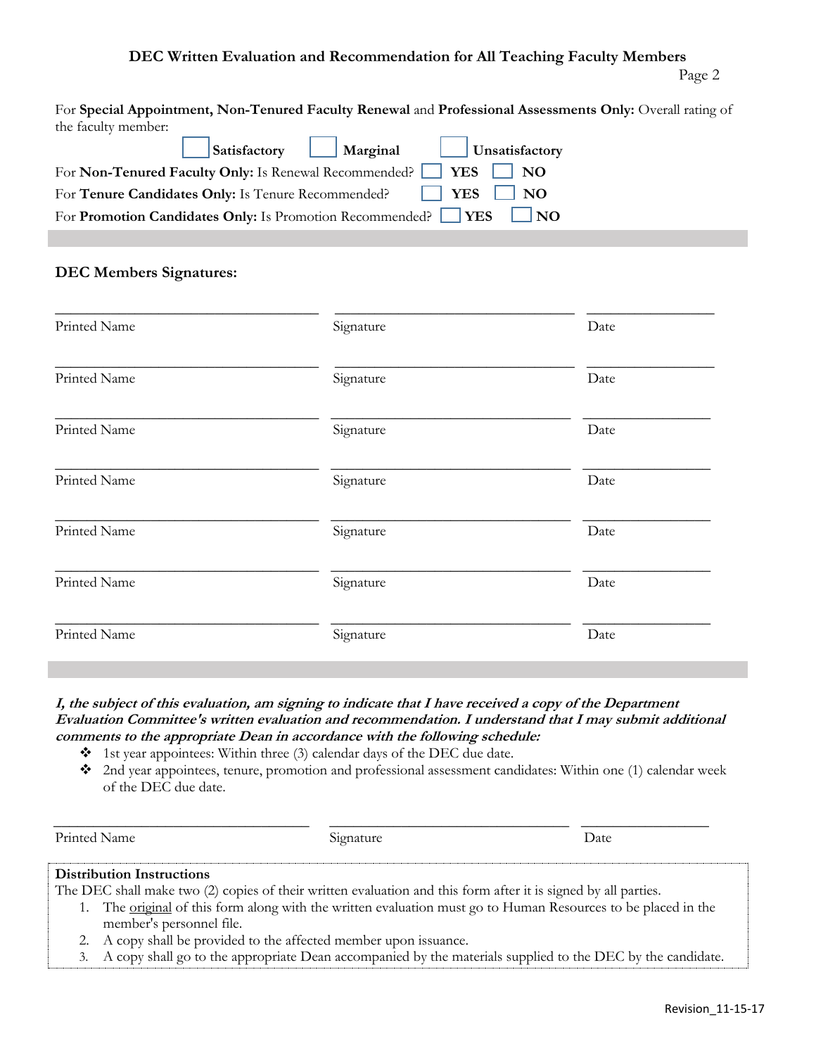**DEC Written Evaluation and Recommendation for All Teaching Faculty Members**

For **Special Appointment, Non-Tenured Faculty Renewal** and **Professional Assessments Only:** Overall rating of the faculty member:

☐ **Satisfactory** ☐ **Marginal** ☐ **Unsatisfactory**

For **Non-Tenured Faculty Only:** Is Renewal Recommended? ☐ **YES** ☐ **NO**

For **Tenure Candidates Only:** Is Tenure Recommended? ☐ **YES** ☐ **NO**

For **Promotion Candidates Only:** Is Promotion Recommended? ☐ **YES** ☐ **NO**

**DEC Members Signatures:**

| Printed Name | Signature | Date |
|---|---|---|
| ______________________ | ______________________ | ____________ |
| ______________________ | ______________________ | ____________ |
| ______________________ | ______________________ | ____________ |
| ______________________ | ______________________ | ____________ |
| ______________________ | ______________________ | ____________ |
| ______________________ | ______________________ | ____________ |
| ______________________ | ______________________ | ____________ |

***I, the subject of this evaluation, am signing to indicate that I have received a copy of the Department Evaluation Committee's written evaluation and recommendation. I understand that I may submit additional comments to the appropriate Dean in accordance with the following schedule:***

- 1st year appointees: Within three (3) calendar days of the DEC due date.
- 2nd year appointees, tenure, promotion and professional assessment candidates: Within one (1) calendar week of the DEC due date.

| Printed Name | Signature | Date |
|---|---|---|
| ______________________ | ______________________ | ____________ |

**Distribution Instructions**

The DEC shall make two (2) copies of their written evaluation and this form after it is signed by all parties.

1. The original of this form along with the written evaluation must go to Human Resources to be placed in the member's personnel file.
2. A copy shall be provided to the affected member upon issuance.
3. A copy shall go to the appropriate Dean accompanied by the materials supplied to the DEC by the candidate.

Revision_11-15-17